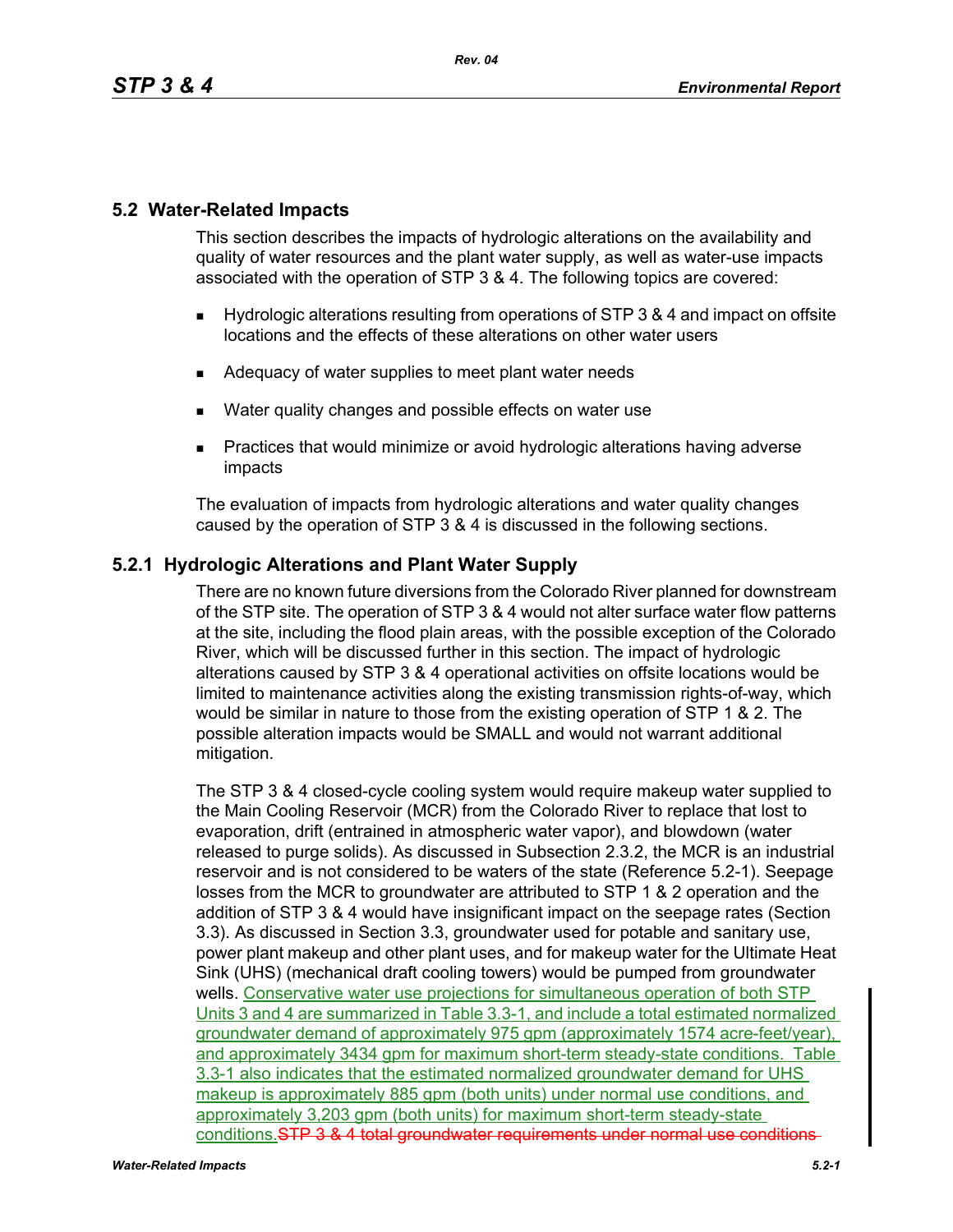## 5.2 Water-Related Impacts

This section describes the impacts of hydrologic alterations on the availability and quality of water resources and the plant water supply, as well as water-use impacts associated with the operation of STP 3 & 4. The following topics are covered:

- Hydrologic alterations resulting from operations of STP 3 & 4 and impact on offsite locations and the effects of these alterations on other water users
- Adequacy of water supplies to meet plant water needs
- Water quality changes and possible effects on water use
- Practices that would minimize or avoid hydrologic alterations having adverse impacts

The evaluation of impacts from hydrologic alterations and water quality changes caused by the operation of STP 3 & 4 is discussed in the following sections.

### 5.2.1 Hydrologic Alterations and Plant Water Supply

There are no known future diversions from the Colorado River planned for downstream of the STP site. The operation of STP 3 & 4 would not alter surface water flow patterns at the site, including the flood plain areas, with the possible exception of the Colorado River, which will be discussed further in this section. The impact of hydrologic alterations caused by STP 3 & 4 operational activities on offsite locations would be limited to maintenance activities along the existing transmission rights-of-way, which would be similar in nature to those from the existing operation of STP 1 & 2. The possible alteration impacts would be SMALL and would not warrant additional mitigation.

The STP 3 & 4 closed-cycle cooling system would require makeup water supplied to the Main Cooling Reservoir (MCR) from the Colorado River to replace that lost to evaporation, drift (entrained in atmospheric water vapor), and blowdown (water released to purge solids). As discussed in Subsection 2.3.2, the MCR is an industrial reservoir and is not considered to be waters of the state (Reference 5.2-1). Seepage losses from the MCR to groundwater are attributed to STP 1 & 2 operation and the addition of STP 3 & 4 would have insignificant impact on the seepage rates (Section 3.3). As discussed in Section 3.3, groundwater used for potable and sanitary use, power plant makeup and other plant uses, and for makeup water for the Ultimate Heat Sink (UHS) (mechanical draft cooling towers) would be pumped from groundwater wells. Conservative water use projections for simultaneous operation of both STP Units 3 and 4 are summarized in Table 3.3-1, and include a total estimated normalized groundwater demand of approximately 975 gpm (approximately 1574 acre-feet/year), and approximately 3434 gpm for maximum short-term steady-state conditions. Table 3.3-1 also indicates that the estimated normalized groundwater demand for UHS makeup is approximately 885 gpm (both units) under normal use conditions, and approximately 3,203 gpm (both units) for maximum short-term steady-state conditions. ~~STP 3 & 4 total groundwater requirements under normal use conditions~~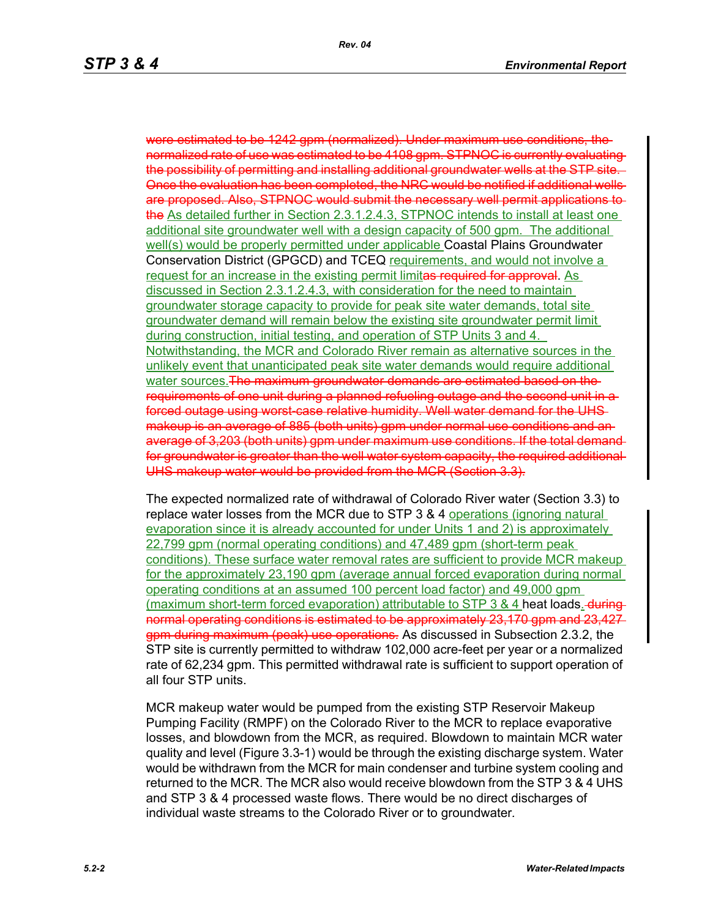~~were estimated to be 1242 gpm (normalized). Under maximum use conditions, the normalized rate of use was estimated to be 4108 gpm. STPNOC is currently evaluating the possibility of permitting and installing additional groundwater wells at the STP site. Once the evaluation has been completed, the NRC would be notified if additional wells are proposed. Also, STPNOC would submit the necessary well permit applications to the~~ As detailed further in Section 2.3.1.2.4.3, STPNOC intends to install at least one additional site groundwater well with a design capacity of 500 gpm. The additional well(s) would be properly permitted under applicable Coastal Plains Groundwater Conservation District (GPGCD) and TCEQ requirements, and would not involve a request for an increase in the existing permit limit~~as required for approval~~. As discussed in Section 2.3.1.2.4.3, with consideration for the need to maintain groundwater storage capacity to provide for peak site water demands, total site groundwater demand will remain below the existing site groundwater permit limit during construction, initial testing, and operation of STP Units 3 and 4. Notwithstanding, the MCR and Colorado River remain as alternative sources in the unlikely event that unanticipated peak site water demands would require additional water sources.~~The maximum groundwater demands are estimated based on the requirements of one unit during a planned refueling outage and the second unit in a forced outage using worst-case relative humidity. Well water demand for the UHS makeup is an average of 885 (both units) gpm under normal use conditions and an average of 3,203 (both units) gpm under maximum use conditions. If the total demand for groundwater is greater than the well water system capacity, the required additional UHS makeup water would be provided from the MCR (Section 3.3).~~

The expected normalized rate of withdrawal of Colorado River water (Section 3.3) to replace water losses from the MCR due to STP 3 & 4 operations (ignoring natural evaporation since it is already accounted for under Units 1 and 2) is approximately 22,799 gpm (normal operating conditions) and 47,489 gpm (short-term peak conditions). These surface water removal rates are sufficient to provide MCR makeup for the approximately 23,190 gpm (average annual forced evaporation during normal operating conditions at an assumed 100 percent load factor) and 49,000 gpm (maximum short-term forced evaporation) attributable to STP 3 & 4 heat loads. ~~during normal operating conditions is estimated to be approximately 23,170 gpm and 23,427 gpm during maximum (peak) use operations.~~ As discussed in Subsection 2.3.2, the STP site is currently permitted to withdraw 102,000 acre-feet per year or a normalized rate of 62,234 gpm. This permitted withdrawal rate is sufficient to support operation of all four STP units.

MCR makeup water would be pumped from the existing STP Reservoir Makeup Pumping Facility (RMPF) on the Colorado River to the MCR to replace evaporative losses, and blowdown from the MCR, as required. Blowdown to maintain MCR water quality and level (Figure 3.3-1) would be through the existing discharge system. Water would be withdrawn from the MCR for main condenser and turbine system cooling and returned to the MCR. The MCR also would receive blowdown from the STP 3 & 4 UHS and STP 3 & 4 processed waste flows. There would be no direct discharges of individual waste streams to the Colorado River or to groundwater.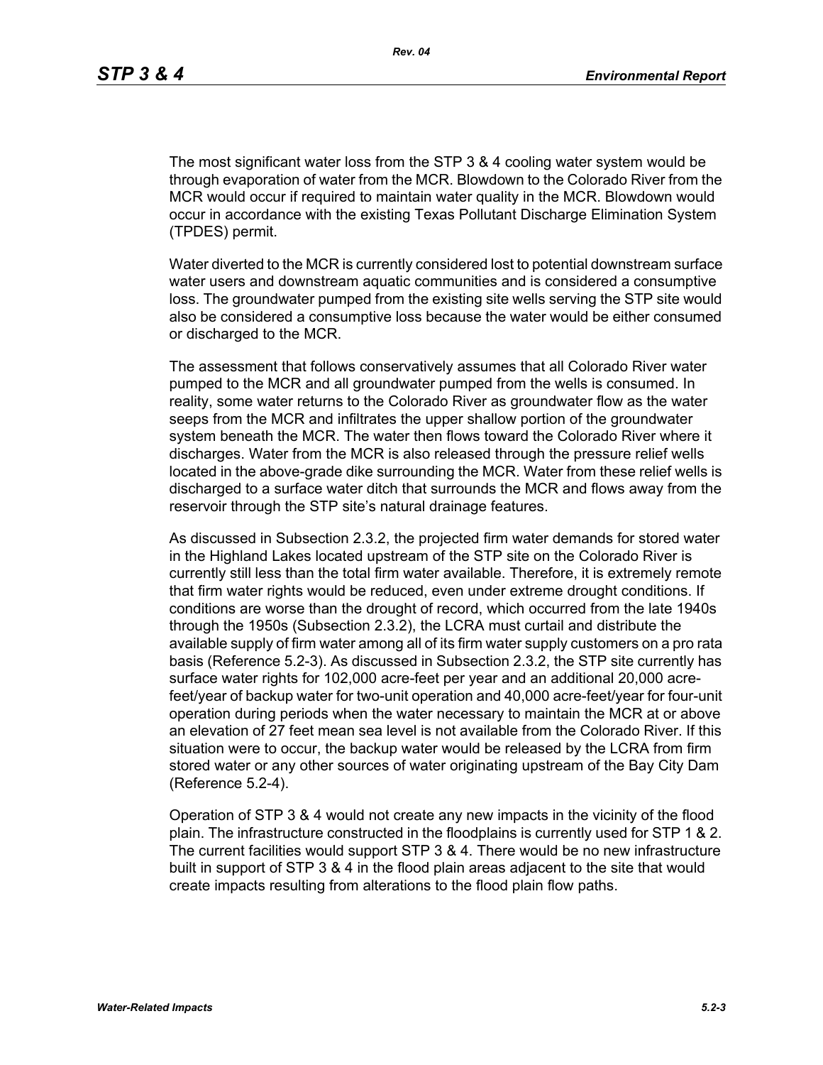The most significant water loss from the STP 3 & 4 cooling water system would be through evaporation of water from the MCR. Blowdown to the Colorado River from the MCR would occur if required to maintain water quality in the MCR. Blowdown would occur in accordance with the existing Texas Pollutant Discharge Elimination System (TPDES) permit.

Water diverted to the MCR is currently considered lost to potential downstream surface water users and downstream aquatic communities and is considered a consumptive loss. The groundwater pumped from the existing site wells serving the STP site would also be considered a consumptive loss because the water would be either consumed or discharged to the MCR.

The assessment that follows conservatively assumes that all Colorado River water pumped to the MCR and all groundwater pumped from the wells is consumed. In reality, some water returns to the Colorado River as groundwater flow as the water seeps from the MCR and infiltrates the upper shallow portion of the groundwater system beneath the MCR. The water then flows toward the Colorado River where it discharges. Water from the MCR is also released through the pressure relief wells located in the above-grade dike surrounding the MCR. Water from these relief wells is discharged to a surface water ditch that surrounds the MCR and flows away from the reservoir through the STP site's natural drainage features.

As discussed in Subsection 2.3.2, the projected firm water demands for stored water in the Highland Lakes located upstream of the STP site on the Colorado River is currently still less than the total firm water available. Therefore, it is extremely remote that firm water rights would be reduced, even under extreme drought conditions. If conditions are worse than the drought of record, which occurred from the late 1940s through the 1950s (Subsection 2.3.2), the LCRA must curtail and distribute the available supply of firm water among all of its firm water supply customers on a pro rata basis (Reference 5.2-3). As discussed in Subsection 2.3.2, the STP site currently has surface water rights for 102,000 acre-feet per year and an additional 20,000 acre-feet/year of backup water for two-unit operation and 40,000 acre-feet/year for four-unit operation during periods when the water necessary to maintain the MCR at or above an elevation of 27 feet mean sea level is not available from the Colorado River. If this situation were to occur, the backup water would be released by the LCRA from firm stored water or any other sources of water originating upstream of the Bay City Dam (Reference 5.2-4).

Operation of STP 3 & 4 would not create any new impacts in the vicinity of the flood plain. The infrastructure constructed in the floodplains is currently used for STP 1 & 2. The current facilities would support STP 3 & 4. There would be no new infrastructure built in support of STP 3 & 4 in the flood plain areas adjacent to the site that would create impacts resulting from alterations to the flood plain flow paths.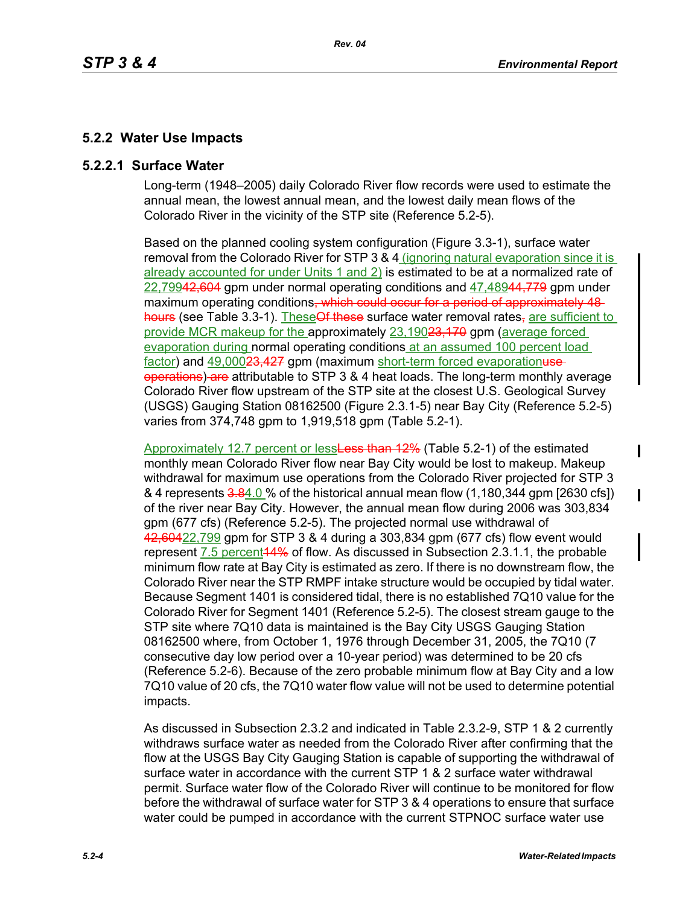## 5.2.2 Water Use Impacts

### 5.2.2.1 Surface Water

Long-term (1948–2005) daily Colorado River flow records were used to estimate the annual mean, the lowest annual mean, and the lowest daily mean flows of the Colorado River in the vicinity of the STP site (Reference 5.2-5).

Based on the planned cooling system configuration (Figure 3.3-1), surface water removal from the Colorado River for STP 3 & 4 (ignoring natural evaporation since it is already accounted for under Units 1 and 2) is estimated to be at a normalized rate of 22,799~~42,604~~ gpm under normal operating conditions and 47,489~~44,779~~ gpm under maximum operating conditions~~, which could occur for a period of approximately 48 hours~~ (see Table 3.3-1). These~~Of these~~ surface water removal rates~~,~~ are sufficient to provide MCR makeup for the approximately 23,190~~23,170~~ gpm (average forced evaporation during normal operating conditions at an assumed 100 percent load factor) and 49,000~~23,427~~ gpm (maximum short-term forced evaporation~~use operations~~)~~ are~~ attributable to STP 3 & 4 heat loads. The long-term monthly average Colorado River flow upstream of the STP site at the closest U.S. Geological Survey (USGS) Gauging Station 08162500 (Figure 2.3.1-5) near Bay City (Reference 5.2-5) varies from 374,748 gpm to 1,919,518 gpm (Table 5.2-1).

Approximately 12.7 percent or less~~Less than 12%~~ (Table 5.2-1) of the estimated monthly mean Colorado River flow near Bay City would be lost to makeup. Makeup withdrawal for maximum use operations from the Colorado River projected for STP 3 & 4 represents ~~3.8~~4.0 % of the historical annual mean flow (1,180,344 gpm [2630 cfs]) of the river near Bay City. However, the annual mean flow during 2006 was 303,834 gpm (677 cfs) (Reference 5.2-5). The projected normal use withdrawal of ~~42,604~~22,799 gpm for STP 3 & 4 during a 303,834 gpm (677 cfs) flow event would represent 7.5 percent~~14%~~ of flow. As discussed in Subsection 2.3.1.1, the probable minimum flow rate at Bay City is estimated as zero. If there is no downstream flow, the Colorado River near the STP RMPF intake structure would be occupied by tidal water. Because Segment 1401 is considered tidal, there is no established 7Q10 value for the Colorado River for Segment 1401 (Reference 5.2-5). The closest stream gauge to the STP site where 7Q10 data is maintained is the Bay City USGS Gauging Station 08162500 where, from October 1, 1976 through December 31, 2005, the 7Q10 (7 consecutive day low period over a 10-year period) was determined to be 20 cfs (Reference 5.2-6). Because of the zero probable minimum flow at Bay City and a low 7Q10 value of 20 cfs, the 7Q10 water flow value will not be used to determine potential impacts.

As discussed in Subsection 2.3.2 and indicated in Table 2.3.2-9, STP 1 & 2 currently withdraws surface water as needed from the Colorado River after confirming that the flow at the USGS Bay City Gauging Station is capable of supporting the withdrawal of surface water in accordance with the current STP 1 & 2 surface water withdrawal permit. Surface water flow of the Colorado River will continue to be monitored for flow before the withdrawal of surface water for STP 3 & 4 operations to ensure that surface water could be pumped in accordance with the current STPNOC surface water use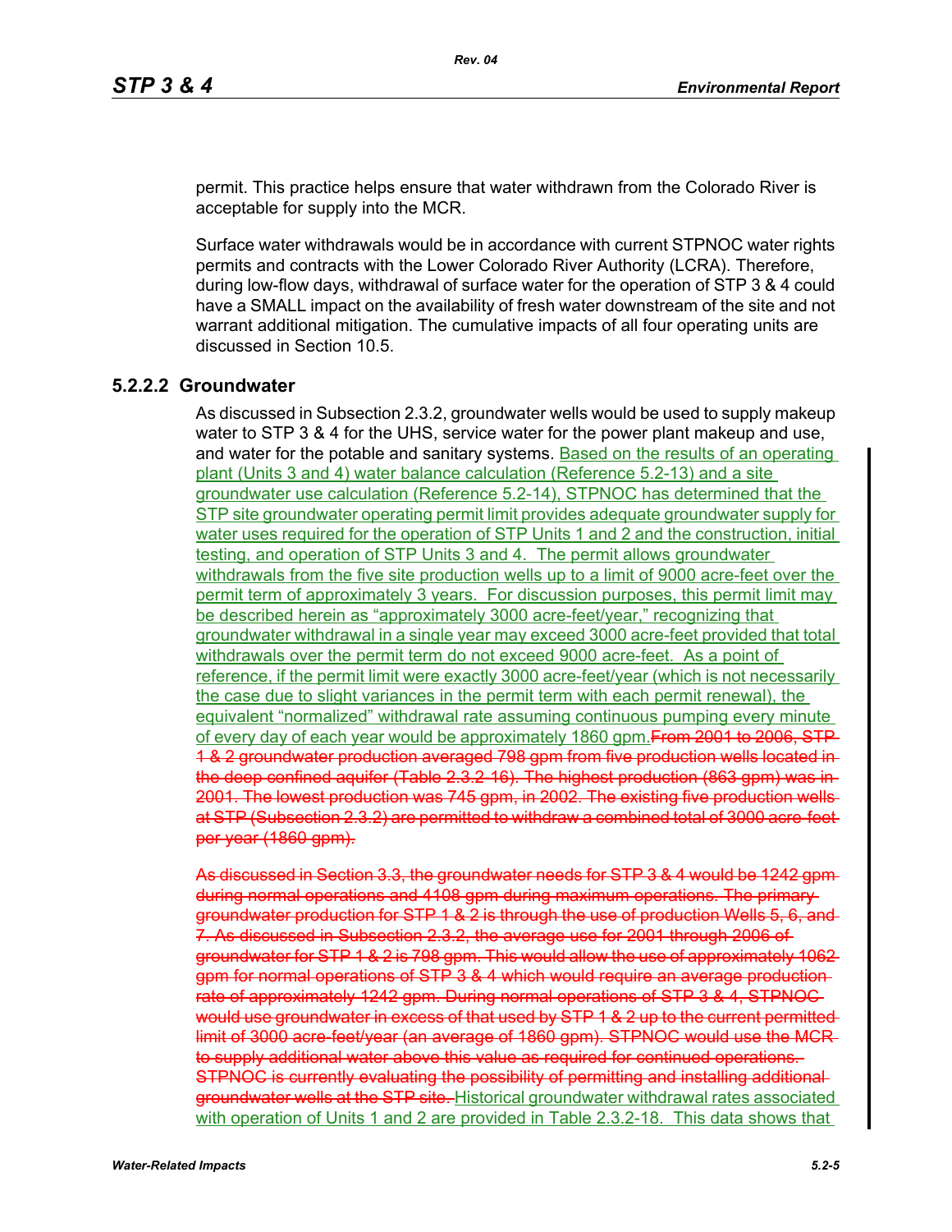permit. This practice helps ensure that water withdrawn from the Colorado River is acceptable for supply into the MCR.

Surface water withdrawals would be in accordance with current STPNOC water rights permits and contracts with the Lower Colorado River Authority (LCRA). Therefore, during low-flow days, withdrawal of surface water for the operation of STP 3 & 4 could have a SMALL impact on the availability of fresh water downstream of the site and not warrant additional mitigation. The cumulative impacts of all four operating units are discussed in Section 10.5.

### 5.2.2.2 Groundwater

As discussed in Subsection 2.3.2, groundwater wells would be used to supply makeup water to STP 3 & 4 for the UHS, service water for the power plant makeup and use, and water for the potable and sanitary systems. Based on the results of an operating plant (Units 3 and 4) water balance calculation (Reference 5.2-13) and a site groundwater use calculation (Reference 5.2-14), STPNOC has determined that the STP site groundwater operating permit limit provides adequate groundwater supply for water uses required for the operation of STP Units 1 and 2 and the construction, initial testing, and operation of STP Units 3 and 4. The permit allows groundwater withdrawals from the five site production wells up to a limit of 9000 acre-feet over the permit term of approximately 3 years. For discussion purposes, this permit limit may be described herein as "approximately 3000 acre-feet/year," recognizing that groundwater withdrawal in a single year may exceed 3000 acre-feet provided that total withdrawals over the permit term do not exceed 9000 acre-feet. As a point of reference, if the permit limit were exactly 3000 acre-feet/year (which is not necessarily the case due to slight variances in the permit term with each permit renewal), the equivalent "normalized" withdrawal rate assuming continuous pumping every minute of every day of each year would be approximately 1860 gpm.~~From 2001 to 2006, STP 1 & 2 groundwater production averaged 798 gpm from five production wells located in the deep confined aquifer (Table 2.3.2-16). The highest production (863 gpm) was in 2001. The lowest production was 745 gpm, in 2002. The existing five production wells at STP (Subsection 2.3.2) are permitted to withdraw a combined total of 3000 acre-feet per year (1860 gpm).~~

~~As discussed in Section 3.3, the groundwater needs for STP 3 & 4 would be 1242 gpm during normal operations and 4108 gpm during maximum operations. The primary groundwater production for STP 1 & 2 is through the use of production Wells 5, 6, and 7. As discussed in Subsection 2.3.2, the average use for 2001 through 2006 of groundwater for STP 1 & 2 is 798 gpm. This would allow the use of approximately 1062 gpm for normal operations of STP 3 & 4 which would require an average production rate of approximately 1242 gpm. During normal operations of STP 3 & 4, STPNOC would use groundwater in excess of that used by STP 1 & 2 up to the current permitted limit of 3000 acre-feet/year (an average of 1860 gpm). STPNOC would use the MCR to supply additional water above this value as required for continued operations. STPNOC is currently evaluating the possibility of permitting and installing additional groundwater wells at the STP site.~~ Historical groundwater withdrawal rates associated with operation of Units 1 and 2 are provided in Table 2.3.2-18. This data shows that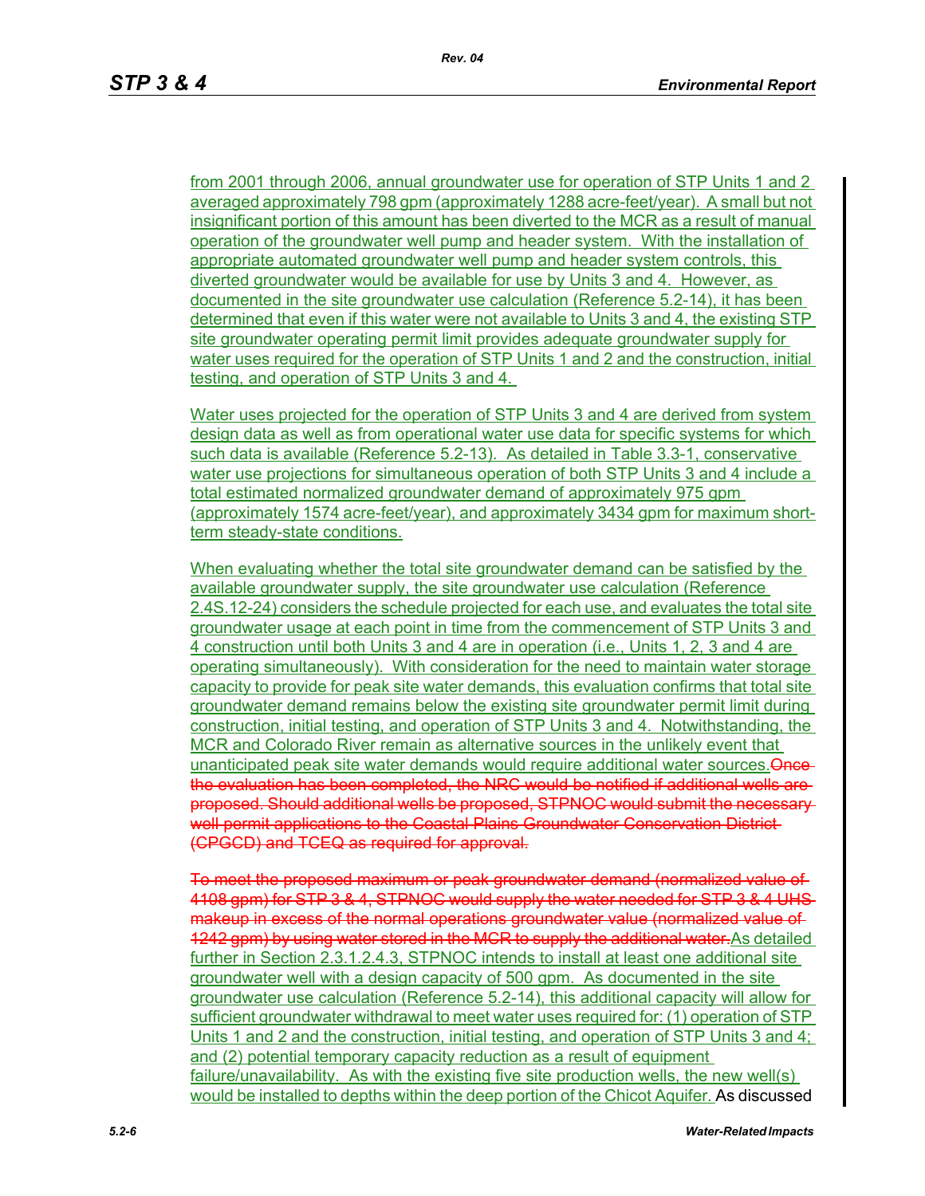from 2001 through 2006, annual groundwater use for operation of STP Units 1 and 2 averaged approximately 798 gpm (approximately 1288 acre-feet/year). A small but not insignificant portion of this amount has been diverted to the MCR as a result of manual operation of the groundwater well pump and header system. With the installation of appropriate automated groundwater well pump and header system controls, this diverted groundwater would be available for use by Units 3 and 4. However, as documented in the site groundwater use calculation (Reference 5.2-14), it has been determined that even if this water were not available to Units 3 and 4, the existing STP site groundwater operating permit limit provides adequate groundwater supply for water uses required for the operation of STP Units 1 and 2 and the construction, initial testing, and operation of STP Units 3 and 4.

Water uses projected for the operation of STP Units 3 and 4 are derived from system design data as well as from operational water use data for specific systems for which such data is available (Reference 5.2-13). As detailed in Table 3.3-1, conservative water use projections for simultaneous operation of both STP Units 3 and 4 include a total estimated normalized groundwater demand of approximately 975 gpm (approximately 1574 acre-feet/year), and approximately 3434 gpm for maximum short-term steady-state conditions.

When evaluating whether the total site groundwater demand can be satisfied by the available groundwater supply, the site groundwater use calculation (Reference 2.4S.12-24) considers the schedule projected for each use, and evaluates the total site groundwater usage at each point in time from the commencement of STP Units 3 and 4 construction until both Units 3 and 4 are in operation (i.e., Units 1, 2, 3 and 4 are operating simultaneously). With consideration for the need to maintain water storage capacity to provide for peak site water demands, this evaluation confirms that total site groundwater demand remains below the existing site groundwater permit limit during construction, initial testing, and operation of STP Units 3 and 4. Notwithstanding, the MCR and Colorado River remain as alternative sources in the unlikely event that unanticipated peak site water demands would require additional water sources.~~Once the evaluation has been completed, the NRC would be notified if additional wells are proposed. Should additional wells be proposed, STPNOC would submit the necessary well permit applications to the Coastal Plains Groundwater Conservation District (CPGCD) and TCEQ as required for approval.~~

~~To meet the proposed maximum or peak groundwater demand (normalized value of 4108 gpm) for STP 3 & 4, STPNOC would supply the water needed for STP 3 & 4 UHS makeup in excess of the normal operations groundwater value (normalized value of 1242 gpm) by using water stored in the MCR to supply the additional water.~~As detailed further in Section 2.3.1.2.4.3, STPNOC intends to install at least one additional site groundwater well with a design capacity of 500 gpm. As documented in the site groundwater use calculation (Reference 5.2-14), this additional capacity will allow for sufficient groundwater withdrawal to meet water uses required for: (1) operation of STP Units 1 and 2 and the construction, initial testing, and operation of STP Units 3 and 4; and (2) potential temporary capacity reduction as a result of equipment failure/unavailability. As with the existing five site production wells, the new well(s) would be installed to depths within the deep portion of the Chicot Aquifer. As discussed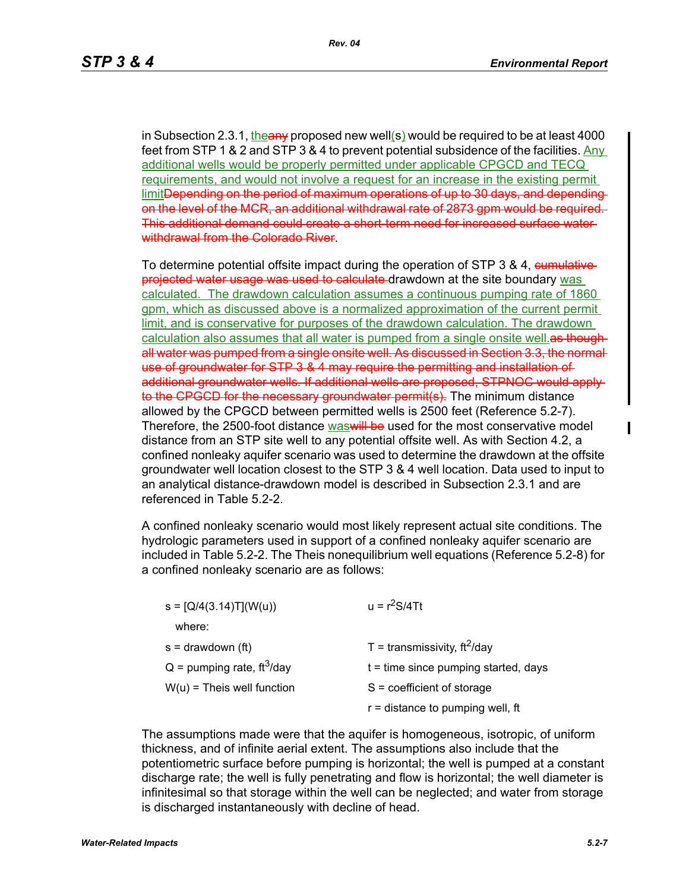in Subsection 2.3.1, the~~any~~ proposed new well(s) would be required to be at least 4000 feet from STP 1 & 2 and STP 3 & 4 to prevent potential subsidence of the facilities. Any additional wells would be properly permitted under applicable CPGCD and TECQ requirements, and would not involve a request for an increase in the existing permit limit~~Depending on the period of maximum operations of up to 30 days, and depending on the level of the MCR, an additional withdrawal rate of 2873 gpm would be required. This additional demand could create a short-term need for increased surface water withdrawal from the Colorado River~~.

To determine potential offsite impact during the operation of STP 3 & 4, ~~cumulative projected water usage was used to calculate~~ drawdown at the site boundary was calculated. The drawdown calculation assumes a continuous pumping rate of 1860 gpm, which as discussed above is a normalized approximation of the current permit limit, and is conservative for purposes of the drawdown calculation. The drawdown calculation also assumes that all water is pumped from a single onsite well.~~as though all water was pumped from a single onsite well. As discussed in Section 3.3, the normal use of groundwater for STP 3 & 4 may require the permitting and installation of additional groundwater wells. If additional wells are proposed, STPNOC would apply to the CPGCD for the necessary groundwater permit(s).~~ The minimum distance allowed by the CPGCD between permitted wells is 2500 feet (Reference 5.2-7). Therefore, the 2500-foot distance was~~will be~~ used for the most conservative model distance from an STP site well to any potential offsite well. As with Section 4.2, a confined nonleaky aquifer scenario was used to determine the drawdown at the offsite groundwater well location closest to the STP 3 & 4 well location. Data used to input to an analytical distance-drawdown model is described in Subsection 2.3.1 and are referenced in Table 5.2-2.

A confined nonleaky scenario would most likely represent actual site conditions. The hydrologic parameters used in support of a confined nonleaky aquifer scenario are included in Table 5.2-2. The Theis nonequilibrium well equations (Reference 5.2-8) for a confined nonleaky scenario are as follows:

$$s = [Q/4(3.14)T](W(u)) \qquad u = r^2S/4Tt$$

where:

| | |
|---|---|
| s = drawdown (ft) | T = transmissivity, $ft^2$/day |
| Q = pumping rate, $ft^3$/day | t = time since pumping started, days |
| W(u) = Theis well function | S = coefficient of storage |
| | r = distance to pumping well, ft |

The assumptions made were that the aquifer is homogeneous, isotropic, of uniform thickness, and of infinite aerial extent. The assumptions also include that the potentiometric surface before pumping is horizontal; the well is pumped at a constant discharge rate; the well is fully penetrating and flow is horizontal; the well diameter is infinitesimal so that storage within the well can be neglected; and water from storage is discharged instantaneously with decline of head.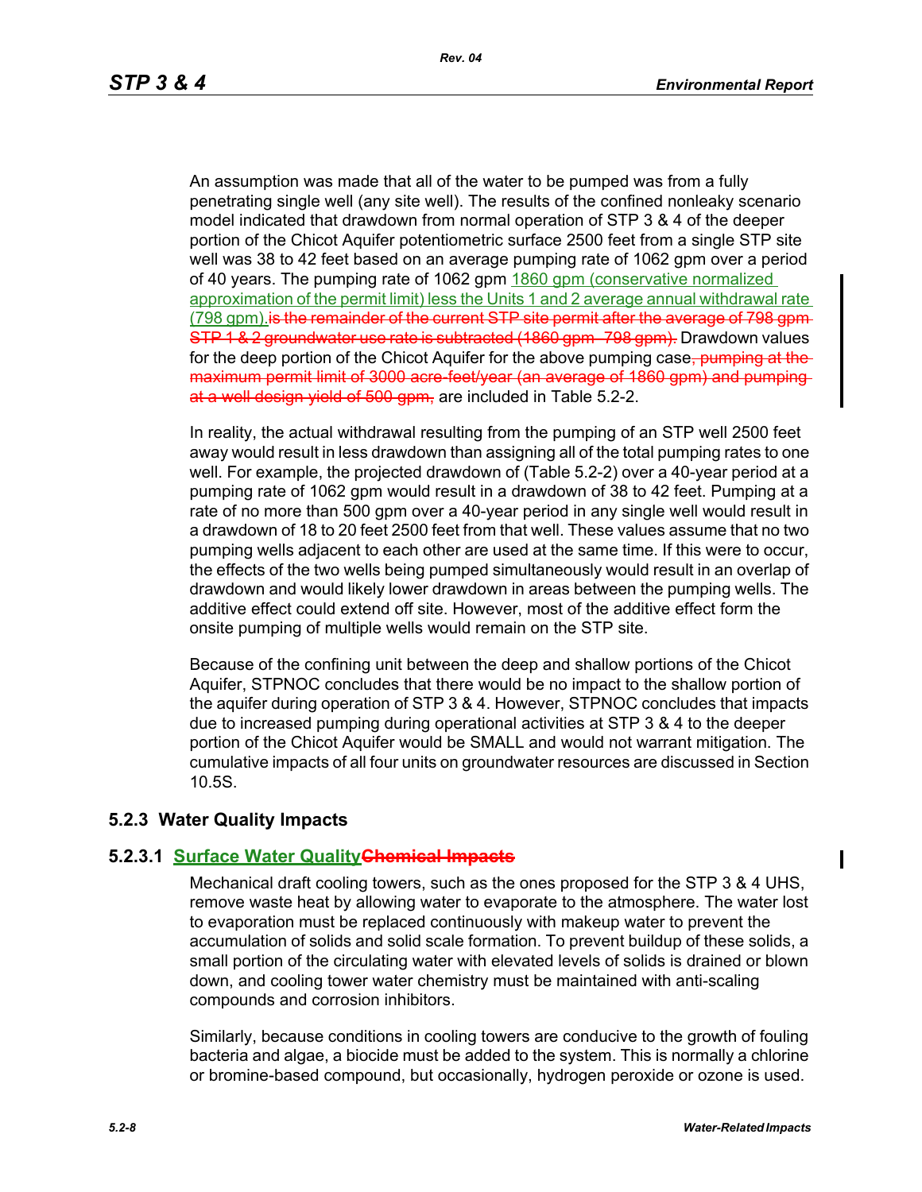An assumption was made that all of the water to be pumped was from a fully penetrating single well (any site well). The results of the confined nonleaky scenario model indicated that drawdown from normal operation of STP 3 & 4 of the deeper portion of the Chicot Aquifer potentiometric surface 2500 feet from a single STP site well was 38 to 42 feet based on an average pumping rate of 1062 gpm over a period of 40 years. The pumping rate of 1062 gpm 1860 gpm (conservative normalized approximation of the permit limit) less the Units 1 and 2 average annual withdrawal rate (798 gpm).~~is the remainder of the current STP site permit after the average of 798 gpm STP 1 & 2 groundwater use rate is subtracted (1860 gpm–798 gpm).~~ Drawdown values for the deep portion of the Chicot Aquifer for the above pumping case~~, pumping at the maximum permit limit of 3000 acre-feet/year (an average of 1860 gpm) and pumping at a well design yield of 500 gpm,~~ are included in Table 5.2-2.

In reality, the actual withdrawal resulting from the pumping of an STP well 2500 feet away would result in less drawdown than assigning all of the total pumping rates to one well. For example, the projected drawdown of (Table 5.2-2) over a 40-year period at a pumping rate of 1062 gpm would result in a drawdown of 38 to 42 feet. Pumping at a rate of no more than 500 gpm over a 40-year period in any single well would result in a drawdown of 18 to 20 feet 2500 feet from that well. These values assume that no two pumping wells adjacent to each other are used at the same time. If this were to occur, the effects of the two wells being pumped simultaneously would result in an overlap of drawdown and would likely lower drawdown in areas between the pumping wells. The additive effect could extend off site. However, most of the additive effect form the onsite pumping of multiple wells would remain on the STP site.

Because of the confining unit between the deep and shallow portions of the Chicot Aquifer, STPNOC concludes that there would be no impact to the shallow portion of the aquifer during operation of STP 3 & 4. However, STPNOC concludes that impacts due to increased pumping during operational activities at STP 3 & 4 to the deeper portion of the Chicot Aquifer would be SMALL and would not warrant mitigation. The cumulative impacts of all four units on groundwater resources are discussed in Section 10.5S.

## 5.2.3 Water Quality Impacts

### 5.2.3.1 Surface Water Quality~~Chemical Impacts~~

Mechanical draft cooling towers, such as the ones proposed for the STP 3 & 4 UHS, remove waste heat by allowing water to evaporate to the atmosphere. The water lost to evaporation must be replaced continuously with makeup water to prevent the accumulation of solids and solid scale formation. To prevent buildup of these solids, a small portion of the circulating water with elevated levels of solids is drained or blown down, and cooling tower water chemistry must be maintained with anti-scaling compounds and corrosion inhibitors.

Similarly, because conditions in cooling towers are conducive to the growth of fouling bacteria and algae, a biocide must be added to the system. This is normally a chlorine or bromine-based compound, but occasionally, hydrogen peroxide or ozone is used.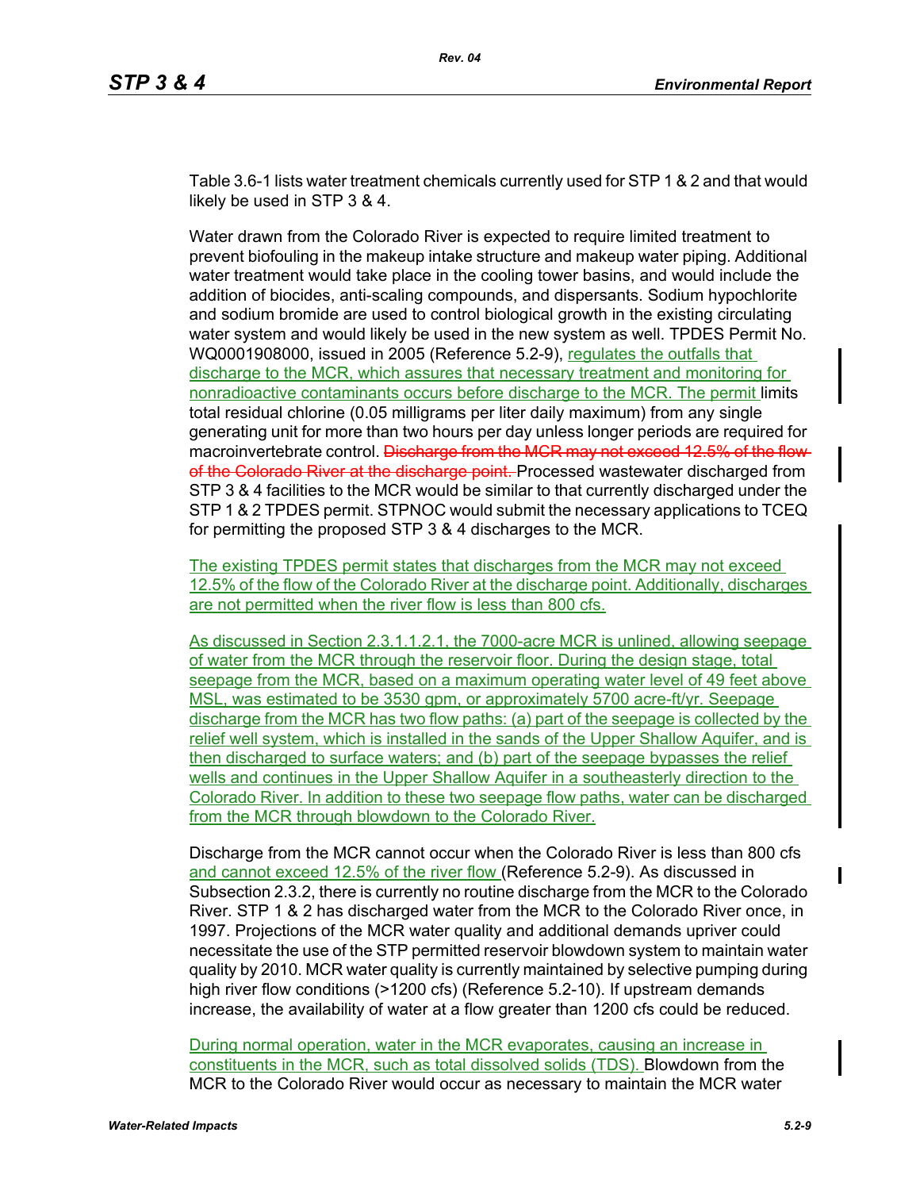Table 3.6-1 lists water treatment chemicals currently used for STP 1 & 2 and that would likely be used in STP 3 & 4.

Water drawn from the Colorado River is expected to require limited treatment to prevent biofouling in the makeup intake structure and makeup water piping. Additional water treatment would take place in the cooling tower basins, and would include the addition of biocides, anti-scaling compounds, and dispersants. Sodium hypochlorite and sodium bromide are used to control biological growth in the existing circulating water system and would likely be used in the new system as well. TPDES Permit No. WQ0001908000, issued in 2005 (Reference 5.2-9), regulates the outfalls that discharge to the MCR, which assures that necessary treatment and monitoring for nonradioactive contaminants occurs before discharge to the MCR. The permit limits total residual chlorine (0.05 milligrams per liter daily maximum) from any single generating unit for more than two hours per day unless longer periods are required for macroinvertebrate control. ~~Discharge from the MCR may not exceed 12.5% of the flow of the Colorado River at the discharge point.~~ Processed wastewater discharged from STP 3 & 4 facilities to the MCR would be similar to that currently discharged under the STP 1 & 2 TPDES permit. STPNOC would submit the necessary applications to TCEQ for permitting the proposed STP 3 & 4 discharges to the MCR.

The existing TPDES permit states that discharges from the MCR may not exceed 12.5% of the flow of the Colorado River at the discharge point. Additionally, discharges are not permitted when the river flow is less than 800 cfs.

As discussed in Section 2.3.1.1.2.1, the 7000-acre MCR is unlined, allowing seepage of water from the MCR through the reservoir floor. During the design stage, total seepage from the MCR, based on a maximum operating water level of 49 feet above MSL, was estimated to be 3530 gpm, or approximately 5700 acre-ft/yr. Seepage discharge from the MCR has two flow paths: (a) part of the seepage is collected by the relief well system, which is installed in the sands of the Upper Shallow Aquifer, and is then discharged to surface waters; and (b) part of the seepage bypasses the relief wells and continues in the Upper Shallow Aquifer in a southeasterly direction to the Colorado River. In addition to these two seepage flow paths, water can be discharged from the MCR through blowdown to the Colorado River.

Discharge from the MCR cannot occur when the Colorado River is less than 800 cfs and cannot exceed 12.5% of the river flow (Reference 5.2-9). As discussed in Subsection 2.3.2, there is currently no routine discharge from the MCR to the Colorado River. STP 1 & 2 has discharged water from the MCR to the Colorado River once, in 1997. Projections of the MCR water quality and additional demands upriver could necessitate the use of the STP permitted reservoir blowdown system to maintain water quality by 2010. MCR water quality is currently maintained by selective pumping during high river flow conditions (>1200 cfs) (Reference 5.2-10). If upstream demands increase, the availability of water at a flow greater than 1200 cfs could be reduced.

During normal operation, water in the MCR evaporates, causing an increase in constituents in the MCR, such as total dissolved solids (TDS). Blowdown from the MCR to the Colorado River would occur as necessary to maintain the MCR water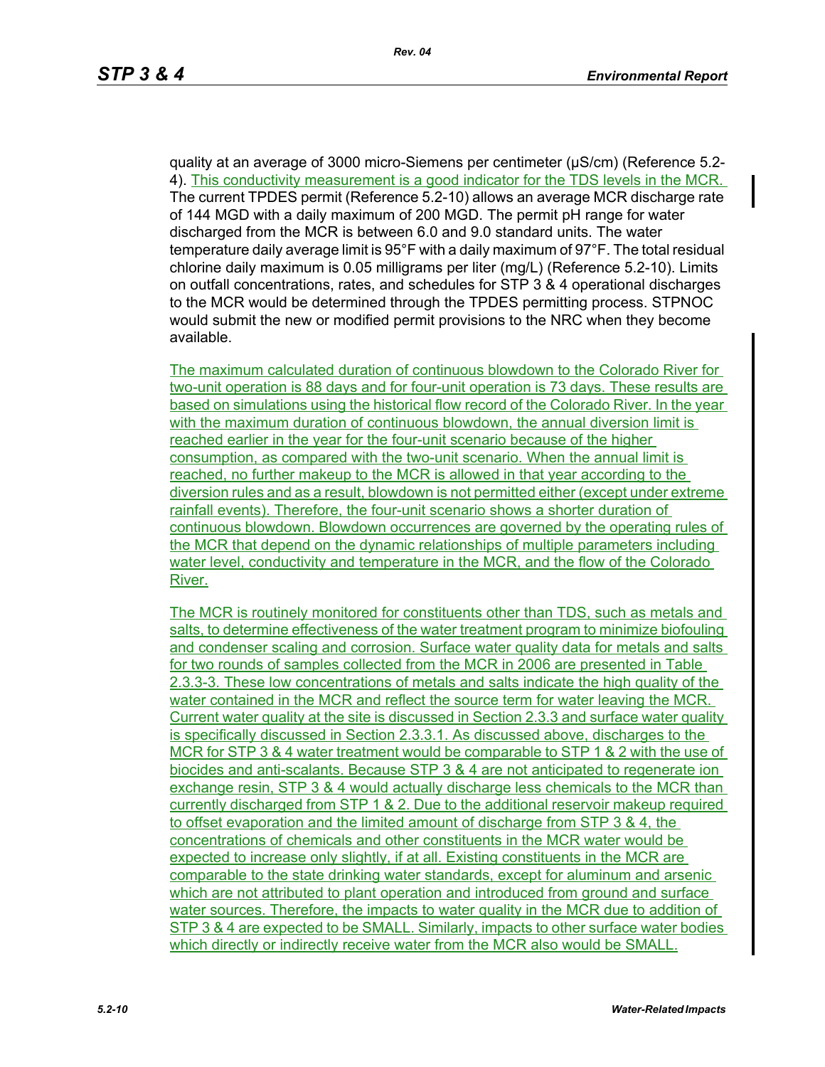quality at an average of 3000 micro-Siemens per centimeter (μS/cm) (Reference 5.2-4). This conductivity measurement is a good indicator for the TDS levels in the MCR. The current TPDES permit (Reference 5.2-10) allows an average MCR discharge rate of 144 MGD with a daily maximum of 200 MGD. The permit pH range for water discharged from the MCR is between 6.0 and 9.0 standard units. The water temperature daily average limit is 95°F with a daily maximum of 97°F. The total residual chlorine daily maximum is 0.05 milligrams per liter (mg/L) (Reference 5.2-10). Limits on outfall concentrations, rates, and schedules for STP 3 & 4 operational discharges to the MCR would be determined through the TPDES permitting process. STPNOC would submit the new or modified permit provisions to the NRC when they become available.

The maximum calculated duration of continuous blowdown to the Colorado River for two-unit operation is 88 days and for four-unit operation is 73 days. These results are based on simulations using the historical flow record of the Colorado River. In the year with the maximum duration of continuous blowdown, the annual diversion limit is reached earlier in the year for the four-unit scenario because of the higher consumption, as compared with the two-unit scenario. When the annual limit is reached, no further makeup to the MCR is allowed in that year according to the diversion rules and as a result, blowdown is not permitted either (except under extreme rainfall events). Therefore, the four-unit scenario shows a shorter duration of continuous blowdown. Blowdown occurrences are governed by the operating rules of the MCR that depend on the dynamic relationships of multiple parameters including water level, conductivity and temperature in the MCR, and the flow of the Colorado River.

The MCR is routinely monitored for constituents other than TDS, such as metals and salts, to determine effectiveness of the water treatment program to minimize biofouling and condenser scaling and corrosion. Surface water quality data for metals and salts for two rounds of samples collected from the MCR in 2006 are presented in Table 2.3.3-3. These low concentrations of metals and salts indicate the high quality of the water contained in the MCR and reflect the source term for water leaving the MCR. Current water quality at the site is discussed in Section 2.3.3 and surface water quality is specifically discussed in Section 2.3.3.1. As discussed above, discharges to the MCR for STP 3 & 4 water treatment would be comparable to STP 1 & 2 with the use of biocides and anti-scalants. Because STP 3 & 4 are not anticipated to regenerate ion exchange resin, STP 3 & 4 would actually discharge less chemicals to the MCR than currently discharged from STP 1 & 2. Due to the additional reservoir makeup required to offset evaporation and the limited amount of discharge from STP 3 & 4, the concentrations of chemicals and other constituents in the MCR water would be expected to increase only slightly, if at all. Existing constituents in the MCR are comparable to the state drinking water standards, except for aluminum and arsenic which are not attributed to plant operation and introduced from ground and surface water sources. Therefore, the impacts to water quality in the MCR due to addition of STP 3 & 4 are expected to be SMALL. Similarly, impacts to other surface water bodies which directly or indirectly receive water from the MCR also would be SMALL.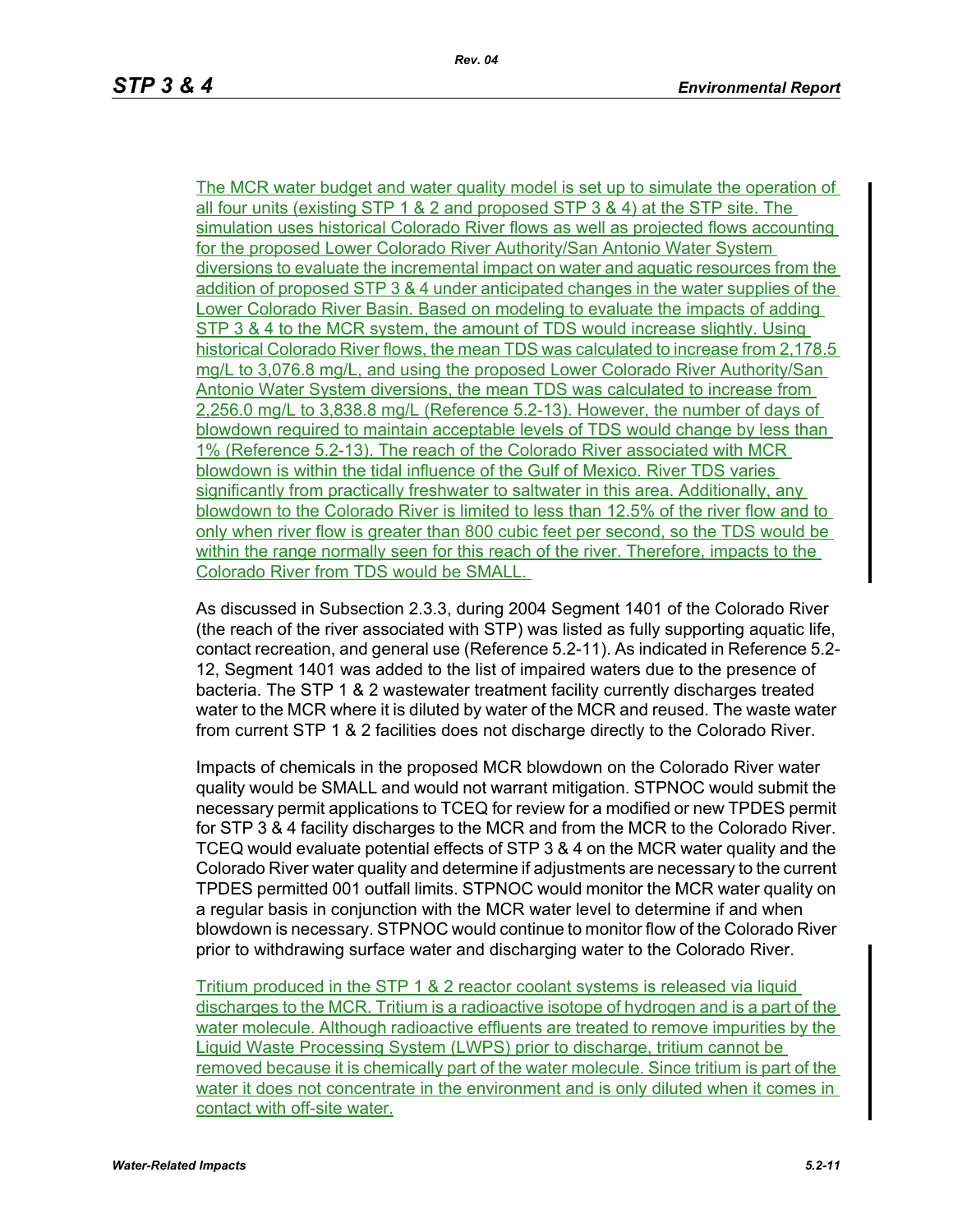The MCR water budget and water quality model is set up to simulate the operation of all four units (existing STP 1 & 2 and proposed STP 3 & 4) at the STP site. The simulation uses historical Colorado River flows as well as projected flows accounting for the proposed Lower Colorado River Authority/San Antonio Water System diversions to evaluate the incremental impact on water and aquatic resources from the addition of proposed STP 3 & 4 under anticipated changes in the water supplies of the Lower Colorado River Basin. Based on modeling to evaluate the impacts of adding STP 3 & 4 to the MCR system, the amount of TDS would increase slightly. Using historical Colorado River flows, the mean TDS was calculated to increase from 2,178.5 mg/L to 3,076.8 mg/L, and using the proposed Lower Colorado River Authority/San Antonio Water System diversions, the mean TDS was calculated to increase from 2,256.0 mg/L to 3,838.8 mg/L (Reference 5.2-13). However, the number of days of blowdown required to maintain acceptable levels of TDS would change by less than 1% (Reference 5.2-13). The reach of the Colorado River associated with MCR blowdown is within the tidal influence of the Gulf of Mexico. River TDS varies significantly from practically freshwater to saltwater in this area. Additionally, any blowdown to the Colorado River is limited to less than 12.5% of the river flow and to only when river flow is greater than 800 cubic feet per second, so the TDS would be within the range normally seen for this reach of the river. Therefore, impacts to the Colorado River from TDS would be SMALL.

As discussed in Subsection 2.3.3, during 2004 Segment 1401 of the Colorado River (the reach of the river associated with STP) was listed as fully supporting aquatic life, contact recreation, and general use (Reference 5.2-11). As indicated in Reference 5.2-12, Segment 1401 was added to the list of impaired waters due to the presence of bacteria. The STP 1 & 2 wastewater treatment facility currently discharges treated water to the MCR where it is diluted by water of the MCR and reused. The waste water from current STP 1 & 2 facilities does not discharge directly to the Colorado River.

Impacts of chemicals in the proposed MCR blowdown on the Colorado River water quality would be SMALL and would not warrant mitigation. STPNOC would submit the necessary permit applications to TCEQ for review for a modified or new TPDES permit for STP 3 & 4 facility discharges to the MCR and from the MCR to the Colorado River. TCEQ would evaluate potential effects of STP 3 & 4 on the MCR water quality and the Colorado River water quality and determine if adjustments are necessary to the current TPDES permitted 001 outfall limits. STPNOC would monitor the MCR water quality on a regular basis in conjunction with the MCR water level to determine if and when blowdown is necessary. STPNOC would continue to monitor flow of the Colorado River prior to withdrawing surface water and discharging water to the Colorado River.

Tritium produced in the STP 1 & 2 reactor coolant systems is released via liquid discharges to the MCR. Tritium is a radioactive isotope of hydrogen and is a part of the water molecule. Although radioactive effluents are treated to remove impurities by the Liquid Waste Processing System (LWPS) prior to discharge, tritium cannot be removed because it is chemically part of the water molecule. Since tritium is part of the water it does not concentrate in the environment and is only diluted when it comes in contact with off-site water.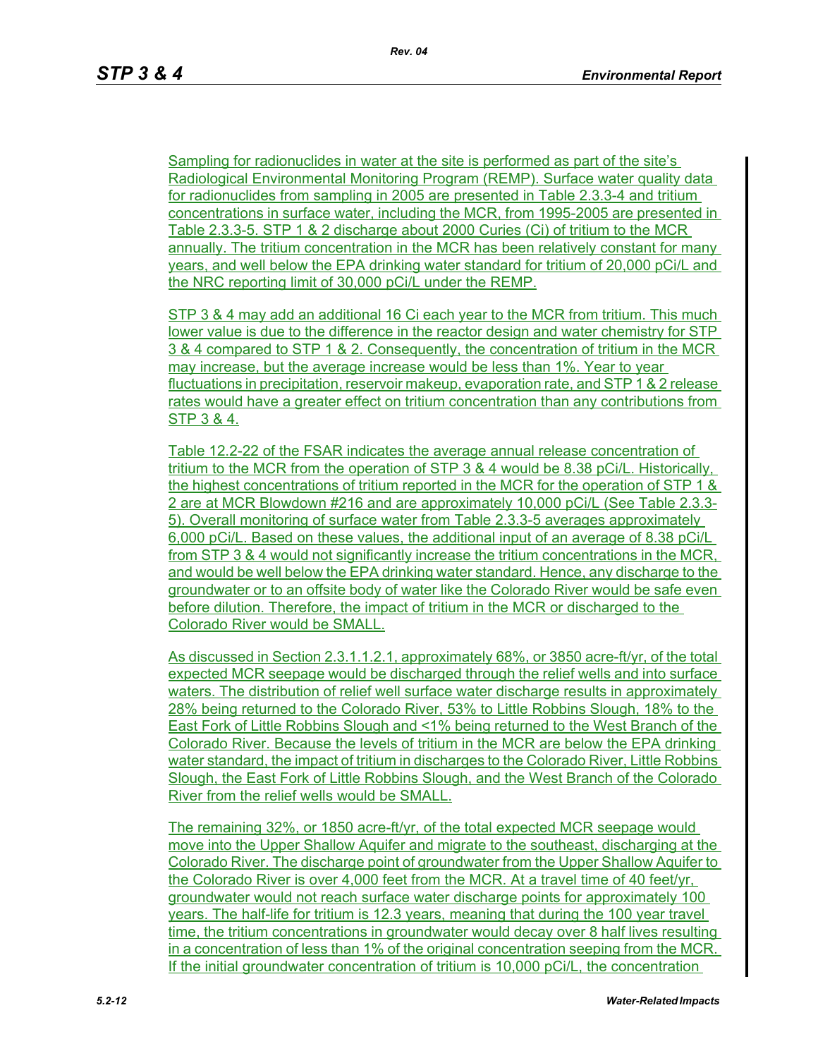Sampling for radionuclides in water at the site is performed as part of the site's Radiological Environmental Monitoring Program (REMP). Surface water quality data for radionuclides from sampling in 2005 are presented in Table 2.3.3-4 and tritium concentrations in surface water, including the MCR, from 1995-2005 are presented in Table 2.3.3-5. STP 1 & 2 discharge about 2000 Curies (Ci) of tritium to the MCR annually. The tritium concentration in the MCR has been relatively constant for many years, and well below the EPA drinking water standard for tritium of 20,000 pCi/L and the NRC reporting limit of 30,000 pCi/L under the REMP.

STP 3 & 4 may add an additional 16 Ci each year to the MCR from tritium. This much lower value is due to the difference in the reactor design and water chemistry for STP 3 & 4 compared to STP 1 & 2. Consequently, the concentration of tritium in the MCR may increase, but the average increase would be less than 1%. Year to year fluctuations in precipitation, reservoir makeup, evaporation rate, and STP 1 & 2 release rates would have a greater effect on tritium concentration than any contributions from STP 3 & 4.

Table 12.2-22 of the FSAR indicates the average annual release concentration of tritium to the MCR from the operation of STP 3 & 4 would be 8.38 pCi/L. Historically, the highest concentrations of tritium reported in the MCR for the operation of STP 1 & 2 are at MCR Blowdown #216 and are approximately 10,000 pCi/L (See Table 2.3.3-5). Overall monitoring of surface water from Table 2.3.3-5 averages approximately 6,000 pCi/L. Based on these values, the additional input of an average of 8.38 pCi/L from STP 3 & 4 would not significantly increase the tritium concentrations in the MCR, and would be well below the EPA drinking water standard. Hence, any discharge to the groundwater or to an offsite body of water like the Colorado River would be safe even before dilution. Therefore, the impact of tritium in the MCR or discharged to the Colorado River would be SMALL.

As discussed in Section 2.3.1.1.2.1, approximately 68%, or 3850 acre-ft/yr, of the total expected MCR seepage would be discharged through the relief wells and into surface waters. The distribution of relief well surface water discharge results in approximately 28% being returned to the Colorado River, 53% to Little Robbins Slough, 18% to the East Fork of Little Robbins Slough and <1% being returned to the West Branch of the Colorado River. Because the levels of tritium in the MCR are below the EPA drinking water standard, the impact of tritium in discharges to the Colorado River, Little Robbins Slough, the East Fork of Little Robbins Slough, and the West Branch of the Colorado River from the relief wells would be SMALL.

The remaining 32%, or 1850 acre-ft/yr, of the total expected MCR seepage would move into the Upper Shallow Aquifer and migrate to the southeast, discharging at the Colorado River. The discharge point of groundwater from the Upper Shallow Aquifer to the Colorado River is over 4,000 feet from the MCR. At a travel time of 40 feet/yr, groundwater would not reach surface water discharge points for approximately 100 years. The half-life for tritium is 12.3 years, meaning that during the 100 year travel time, the tritium concentrations in groundwater would decay over 8 half lives resulting in a concentration of less than 1% of the original concentration seeping from the MCR. If the initial groundwater concentration of tritium is 10,000 pCi/L, the concentration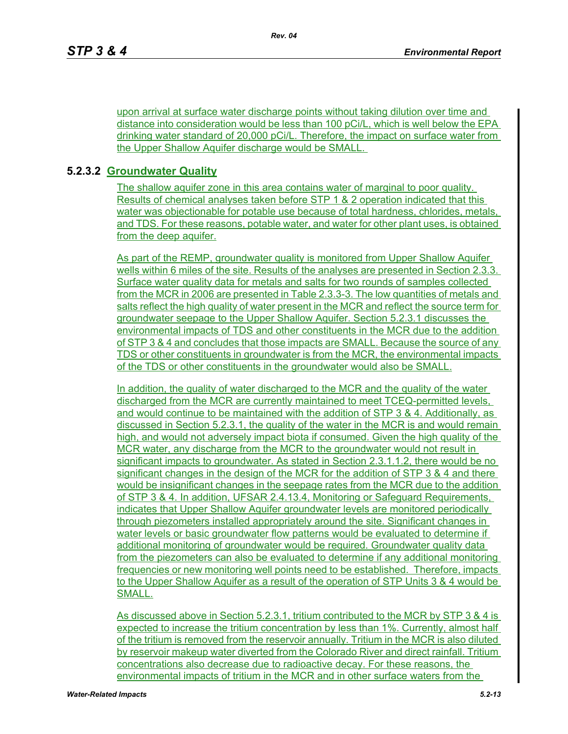upon arrival at surface water discharge points without taking dilution over time and distance into consideration would be less than 100 pCi/L, which is well below the EPA drinking water standard of 20,000 pCi/L. Therefore, the impact on surface water from the Upper Shallow Aquifer discharge would be SMALL.

### 5.2.3.2 Groundwater Quality

The shallow aquifer zone in this area contains water of marginal to poor quality. Results of chemical analyses taken before STP 1 & 2 operation indicated that this water was objectionable for potable use because of total hardness, chlorides, metals, and TDS. For these reasons, potable water, and water for other plant uses, is obtained from the deep aquifer.

As part of the REMP, groundwater quality is monitored from Upper Shallow Aquifer wells within 6 miles of the site. Results of the analyses are presented in Section 2.3.3. Surface water quality data for metals and salts for two rounds of samples collected from the MCR in 2006 are presented in Table 2.3.3-3. The low quantities of metals and salts reflect the high quality of water present in the MCR and reflect the source term for groundwater seepage to the Upper Shallow Aquifer. Section 5.2.3.1 discusses the environmental impacts of TDS and other constituents in the MCR due to the addition of STP 3 & 4 and concludes that those impacts are SMALL. Because the source of any TDS or other constituents in groundwater is from the MCR, the environmental impacts of the TDS or other constituents in the groundwater would also be SMALL.

In addition, the quality of water discharged to the MCR and the quality of the water discharged from the MCR are currently maintained to meet TCEQ-permitted levels, and would continue to be maintained with the addition of STP 3 & 4. Additionally, as discussed in Section 5.2.3.1, the quality of the water in the MCR is and would remain high, and would not adversely impact biota if consumed. Given the high quality of the MCR water, any discharge from the MCR to the groundwater would not result in significant impacts to groundwater. As stated in Section 2.3.1.1.2, there would be no significant changes in the design of the MCR for the addition of STP 3 & 4 and there would be insignificant changes in the seepage rates from the MCR due to the addition of STP 3 & 4. In addition, UFSAR 2.4.13.4, Monitoring or Safeguard Requirements, indicates that Upper Shallow Aquifer groundwater levels are monitored periodically through piezometers installed appropriately around the site. Significant changes in water levels or basic groundwater flow patterns would be evaluated to determine if additional monitoring of groundwater would be required. Groundwater quality data from the piezometers can also be evaluated to determine if any additional monitoring frequencies or new monitoring well points need to be established. Therefore, impacts to the Upper Shallow Aquifer as a result of the operation of STP Units 3 & 4 would be SMALL.

As discussed above in Section 5.2.3.1, tritium contributed to the MCR by STP 3 & 4 is expected to increase the tritium concentration by less than 1%. Currently, almost half of the tritium is removed from the reservoir annually. Tritium in the MCR is also diluted by reservoir makeup water diverted from the Colorado River and direct rainfall. Tritium concentrations also decrease due to radioactive decay. For these reasons, the environmental impacts of tritium in the MCR and in other surface waters from the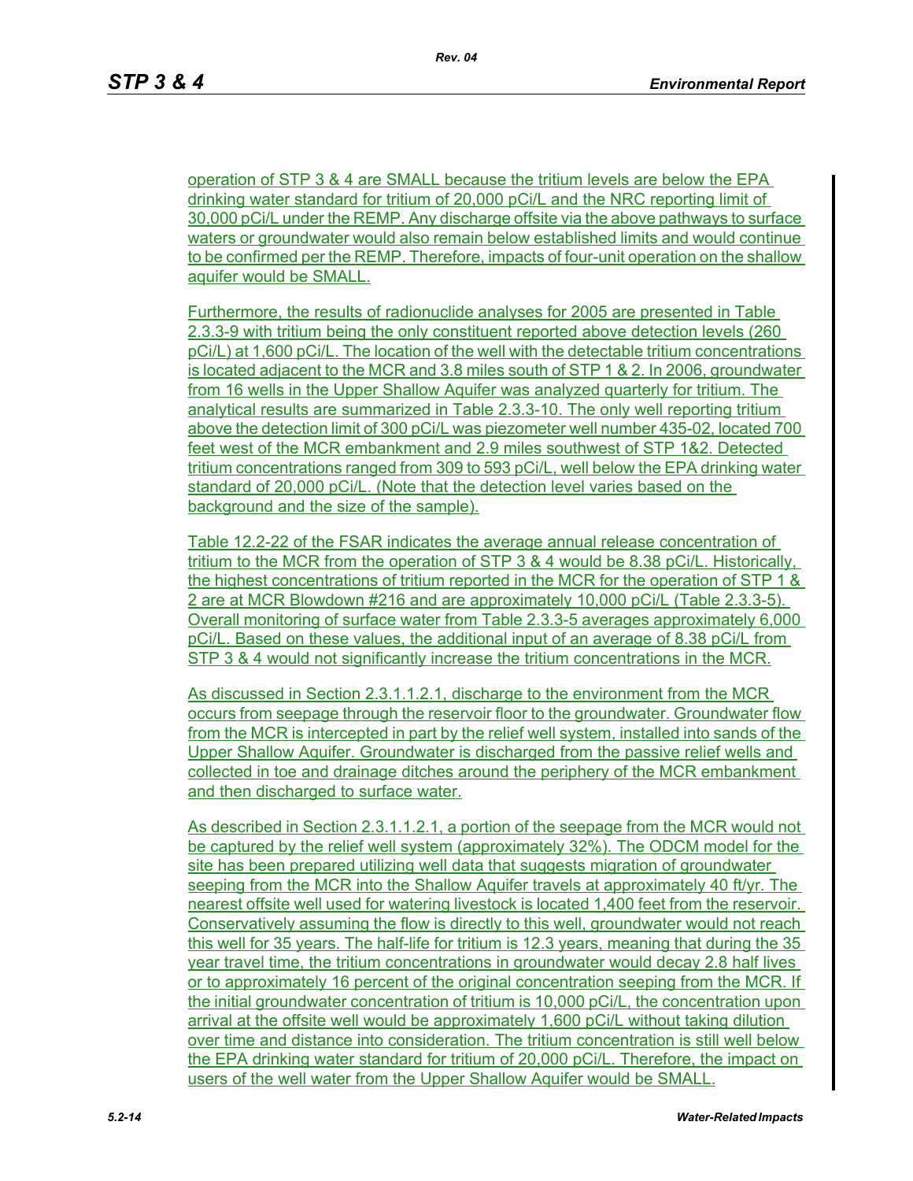operation of STP 3 & 4 are SMALL because the tritium levels are below the EPA drinking water standard for tritium of 20,000 pCi/L and the NRC reporting limit of 30,000 pCi/L under the REMP. Any discharge offsite via the above pathways to surface waters or groundwater would also remain below established limits and would continue to be confirmed per the REMP. Therefore, impacts of four-unit operation on the shallow aquifer would be SMALL.

Furthermore, the results of radionuclide analyses for 2005 are presented in Table 2.3.3-9 with tritium being the only constituent reported above detection levels (260 pCi/L) at 1,600 pCi/L. The location of the well with the detectable tritium concentrations is located adjacent to the MCR and 3.8 miles south of STP 1 & 2. In 2006, groundwater from 16 wells in the Upper Shallow Aquifer was analyzed quarterly for tritium. The analytical results are summarized in Table 2.3.3-10. The only well reporting tritium above the detection limit of 300 pCi/L was piezometer well number 435-02, located 700 feet west of the MCR embankment and 2.9 miles southwest of STP 1&2. Detected tritium concentrations ranged from 309 to 593 pCi/L, well below the EPA drinking water standard of 20,000 pCi/L. (Note that the detection level varies based on the background and the size of the sample).

Table 12.2-22 of the FSAR indicates the average annual release concentration of tritium to the MCR from the operation of STP 3 & 4 would be 8.38 pCi/L. Historically, the highest concentrations of tritium reported in the MCR for the operation of STP 1 & 2 are at MCR Blowdown #216 and are approximately 10,000 pCi/L (Table 2.3.3-5). Overall monitoring of surface water from Table 2.3.3-5 averages approximately 6,000 pCi/L. Based on these values, the additional input of an average of 8.38 pCi/L from STP 3 & 4 would not significantly increase the tritium concentrations in the MCR.

As discussed in Section 2.3.1.1.2.1, discharge to the environment from the MCR occurs from seepage through the reservoir floor to the groundwater. Groundwater flow from the MCR is intercepted in part by the relief well system, installed into sands of the Upper Shallow Aquifer. Groundwater is discharged from the passive relief wells and collected in toe and drainage ditches around the periphery of the MCR embankment and then discharged to surface water.

As described in Section 2.3.1.1.2.1, a portion of the seepage from the MCR would not be captured by the relief well system (approximately 32%). The ODCM model for the site has been prepared utilizing well data that suggests migration of groundwater seeping from the MCR into the Shallow Aquifer travels at approximately 40 ft/yr. The nearest offsite well used for watering livestock is located 1,400 feet from the reservoir. Conservatively assuming the flow is directly to this well, groundwater would not reach this well for 35 years. The half-life for tritium is 12.3 years, meaning that during the 35 year travel time, the tritium concentrations in groundwater would decay 2.8 half lives or to approximately 16 percent of the original concentration seeping from the MCR. If the initial groundwater concentration of tritium is 10,000 pCi/L, the concentration upon arrival at the offsite well would be approximately 1,600 pCi/L without taking dilution over time and distance into consideration. The tritium concentration is still well below the EPA drinking water standard for tritium of 20,000 pCi/L. Therefore, the impact on users of the well water from the Upper Shallow Aquifer would be SMALL.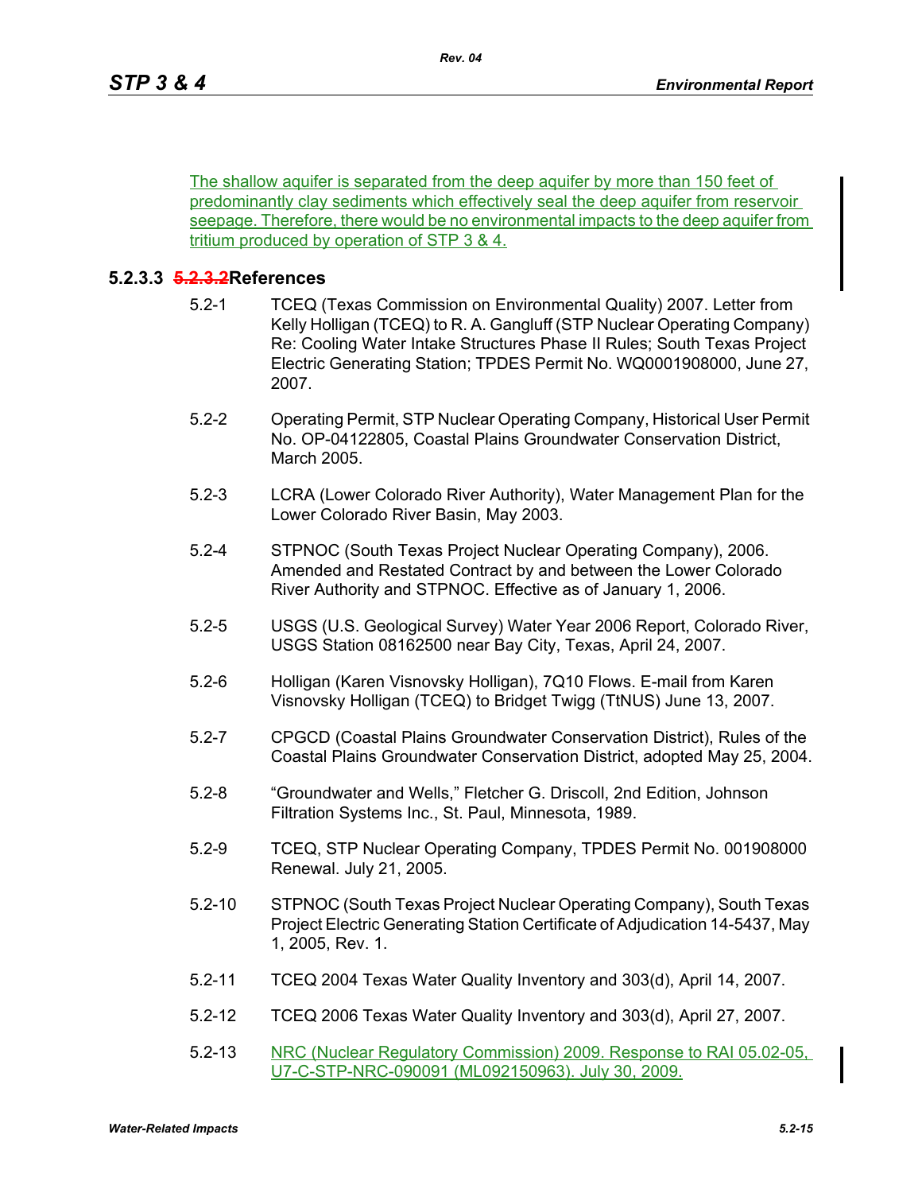The shallow aquifer is separated from the deep aquifer by more than 150 feet of predominantly clay sediments which effectively seal the deep aquifer from reservoir seepage. Therefore, there would be no environmental impacts to the deep aquifer from tritium produced by operation of STP 3 & 4.

### 5.2.3.3 ~~5.2.3.2~~References

5.2-1 TCEQ (Texas Commission on Environmental Quality) 2007. Letter from Kelly Holligan (TCEQ) to R. A. Gangluff (STP Nuclear Operating Company) Re: Cooling Water Intake Structures Phase II Rules; South Texas Project Electric Generating Station; TPDES Permit No. WQ0001908000, June 27, 2007.

5.2-2 Operating Permit, STP Nuclear Operating Company, Historical User Permit No. OP-04122805, Coastal Plains Groundwater Conservation District, March 2005.

5.2-3 LCRA (Lower Colorado River Authority), Water Management Plan for the Lower Colorado River Basin, May 2003.

5.2-4 STPNOC (South Texas Project Nuclear Operating Company), 2006. Amended and Restated Contract by and between the Lower Colorado River Authority and STPNOC. Effective as of January 1, 2006.

5.2-5 USGS (U.S. Geological Survey) Water Year 2006 Report, Colorado River, USGS Station 08162500 near Bay City, Texas, April 24, 2007.

5.2-6 Holligan (Karen Visnovsky Holligan), 7Q10 Flows. E-mail from Karen Visnovsky Holligan (TCEQ) to Bridget Twigg (TtNUS) June 13, 2007.

5.2-7 CPGCD (Coastal Plains Groundwater Conservation District), Rules of the Coastal Plains Groundwater Conservation District, adopted May 25, 2004.

5.2-8 "Groundwater and Wells," Fletcher G. Driscoll, 2nd Edition, Johnson Filtration Systems Inc., St. Paul, Minnesota, 1989.

5.2-9 TCEQ, STP Nuclear Operating Company, TPDES Permit No. 001908000 Renewal. July 21, 2005.

5.2-10 STPNOC (South Texas Project Nuclear Operating Company), South Texas Project Electric Generating Station Certificate of Adjudication 14-5437, May 1, 2005, Rev. 1.

5.2-11 TCEQ 2004 Texas Water Quality Inventory and 303(d), April 14, 2007.

5.2-12 TCEQ 2006 Texas Water Quality Inventory and 303(d), April 27, 2007.

5.2-13 NRC (Nuclear Regulatory Commission) 2009. Response to RAI 05.02-05, U7-C-STP-NRC-090091 (ML092150963). July 30, 2009.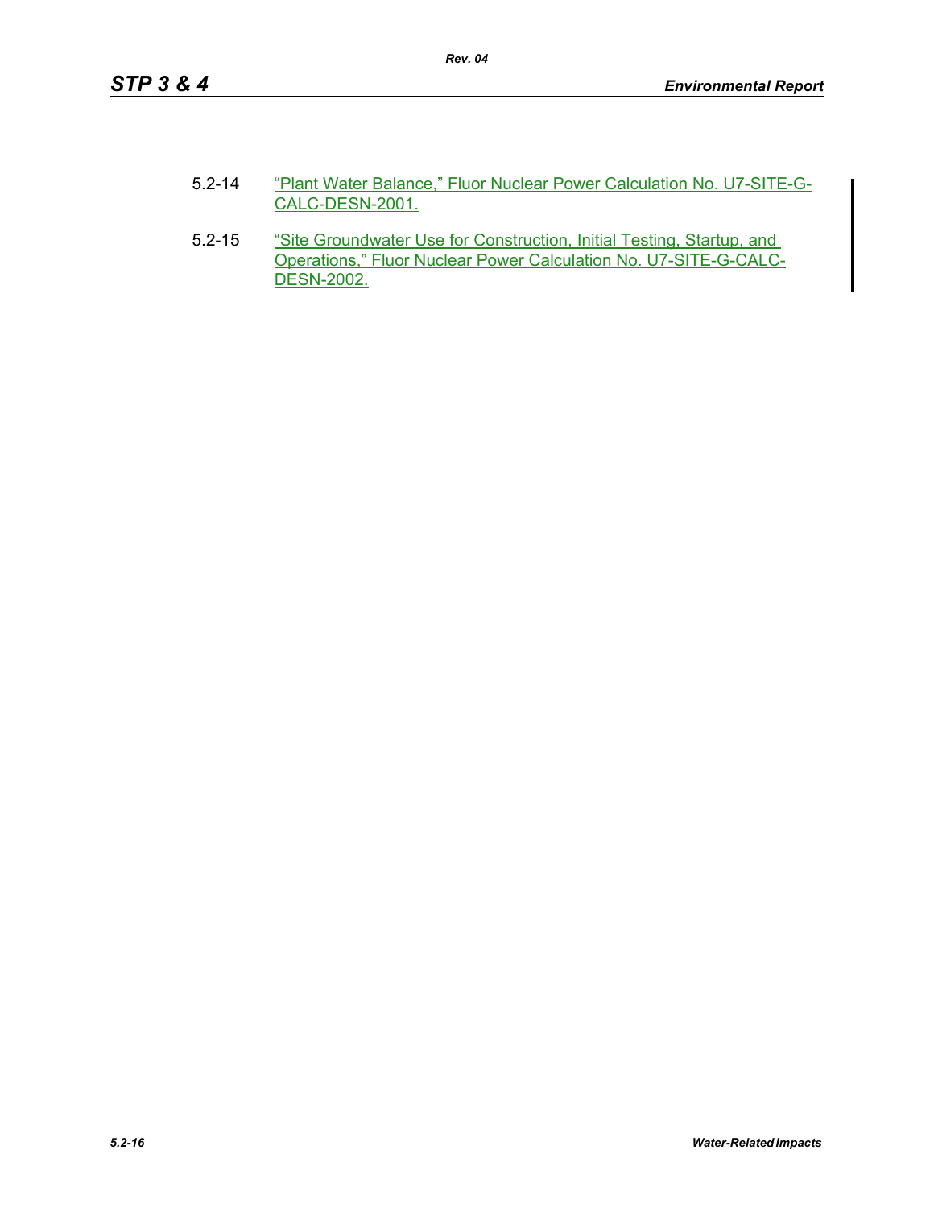5.2-14 “Plant Water Balance,” Fluor Nuclear Power Calculation No. U7-SITE-G-CALC-DESN-2001.

5.2-15 “Site Groundwater Use for Construction, Initial Testing, Startup, and Operations,” Fluor Nuclear Power Calculation No. U7-SITE-G-CALC-DESN-2002.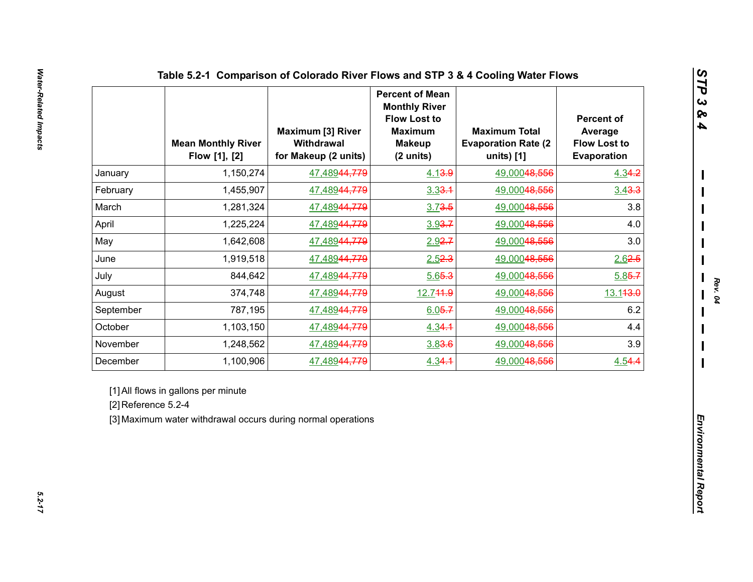## Table 5.2-1 Comparison of Colorado River Flows and STP 3 & 4 Cooling Water Flows

| | Mean Monthly River Flow [1], [2] | Maximum [3] River Withdrawal for Makeup (2 units) | Percent of Mean Monthly River Flow Lost to Maximum Makeup (2 units) | Maximum Total Evaporation Rate (2 units) [1] | Percent of Average Flow Lost to Evaporation |
|---|---|---|---|---|---|
| January | 1,150,274 | 47,489~~44,779~~ | 4.1~~3.9~~ | 49,000~~48,556~~ | 4.3~~4.2~~ |
| February | 1,455,907 | 47,489~~44,779~~ | 3.3~~3.1~~ | 49,000~~48,556~~ | 3.4~~3.3~~ |
| March | 1,281,324 | 47,489~~44,779~~ | 3.7~~3.5~~ | 49,000~~48,556~~ | 3.8 |
| April | 1,225,224 | 47,489~~44,779~~ | 3.9~~3.7~~ | 49,000~~48,556~~ | 4.0 |
| May | 1,642,608 | 47,489~~44,779~~ | 2.9~~2.7~~ | 49,000~~48,556~~ | 3.0 |
| June | 1,919,518 | 47,489~~44,779~~ | 2.5~~2.3~~ | 49,000~~48,556~~ | 2.6~~2.5~~ |
| July | 844,642 | 47,489~~44,779~~ | 5.6~~5.3~~ | 49,000~~48,556~~ | 5.8~~5.7~~ |
| August | 374,748 | 47,489~~44,779~~ | 12.7~~11.9~~ | 49,000~~48,556~~ | 13.1~~13.0~~ |
| September | 787,195 | 47,489~~44,779~~ | 6.0~~5.7~~ | 49,000~~48,556~~ | 6.2 |
| October | 1,103,150 | 47,489~~44,779~~ | 4.3~~4.1~~ | 49,000~~48,556~~ | 4.4 |
| November | 1,248,562 | 47,489~~44,779~~ | 3.8~~3.6~~ | 49,000~~48,556~~ | 3.9 |
| December | 1,100,906 | 47,489~~44,779~~ | 4.3~~4.1~~ | 49,000~~48,556~~ | 4.5~~4.4~~ |

[1] All flows in gallons per minute

[2] Reference 5.2-4

[3] Maximum water withdrawal occurs during normal operations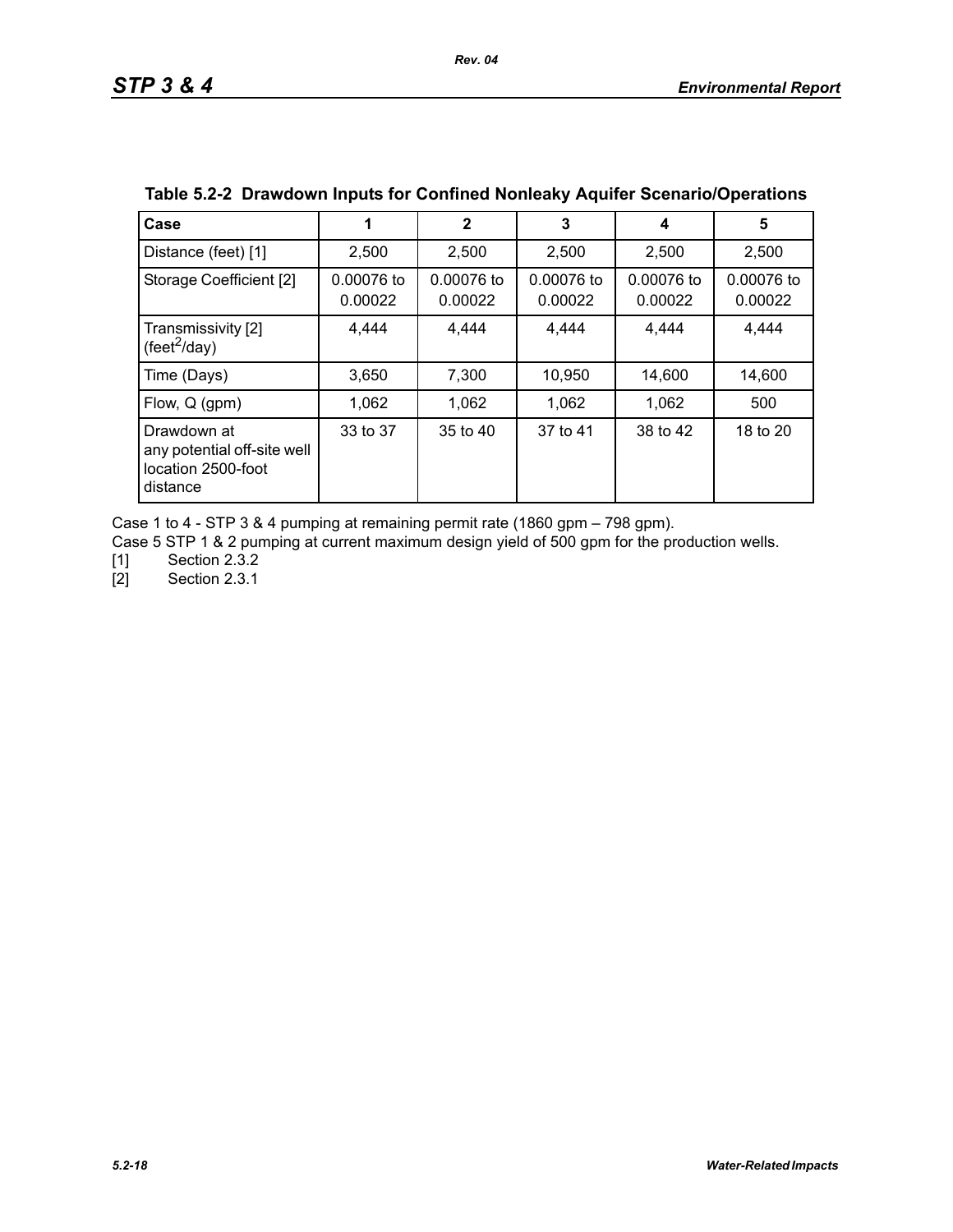**Table 5.2-2 Drawdown Inputs for Confined Nonleaky Aquifer Scenario/Operations**

| Case | 1 | 2 | 3 | 4 | 5 |
|---|---|---|---|---|---|
| Distance (feet) [1] | 2,500 | 2,500 | 2,500 | 2,500 | 2,500 |
| Storage Coefficient [2] | 0.00076 to 0.00022 | 0.00076 to 0.00022 | 0.00076 to 0.00022 | 0.00076 to 0.00022 | 0.00076 to 0.00022 |
| Transmissivity [2] (feet$^2$/day) | 4,444 | 4,444 | 4,444 | 4,444 | 4,444 |
| Time (Days) | 3,650 | 7,300 | 10,950 | 14,600 | 14,600 |
| Flow, Q (gpm) | 1,062 | 1,062 | 1,062 | 1,062 | 500 |
| Drawdown at any potential off-site well location 2500-foot distance | 33 to 37 | 35 to 40 | 37 to 41 | 38 to 42 | 18 to 20 |

Case 1 to 4 - STP 3 & 4 pumping at remaining permit rate (1860 gpm – 798 gpm).

Case 5 STP 1 & 2 pumping at current maximum design yield of 500 gpm for the production wells.

[1] Section 2.3.2

[2] Section 2.3.1